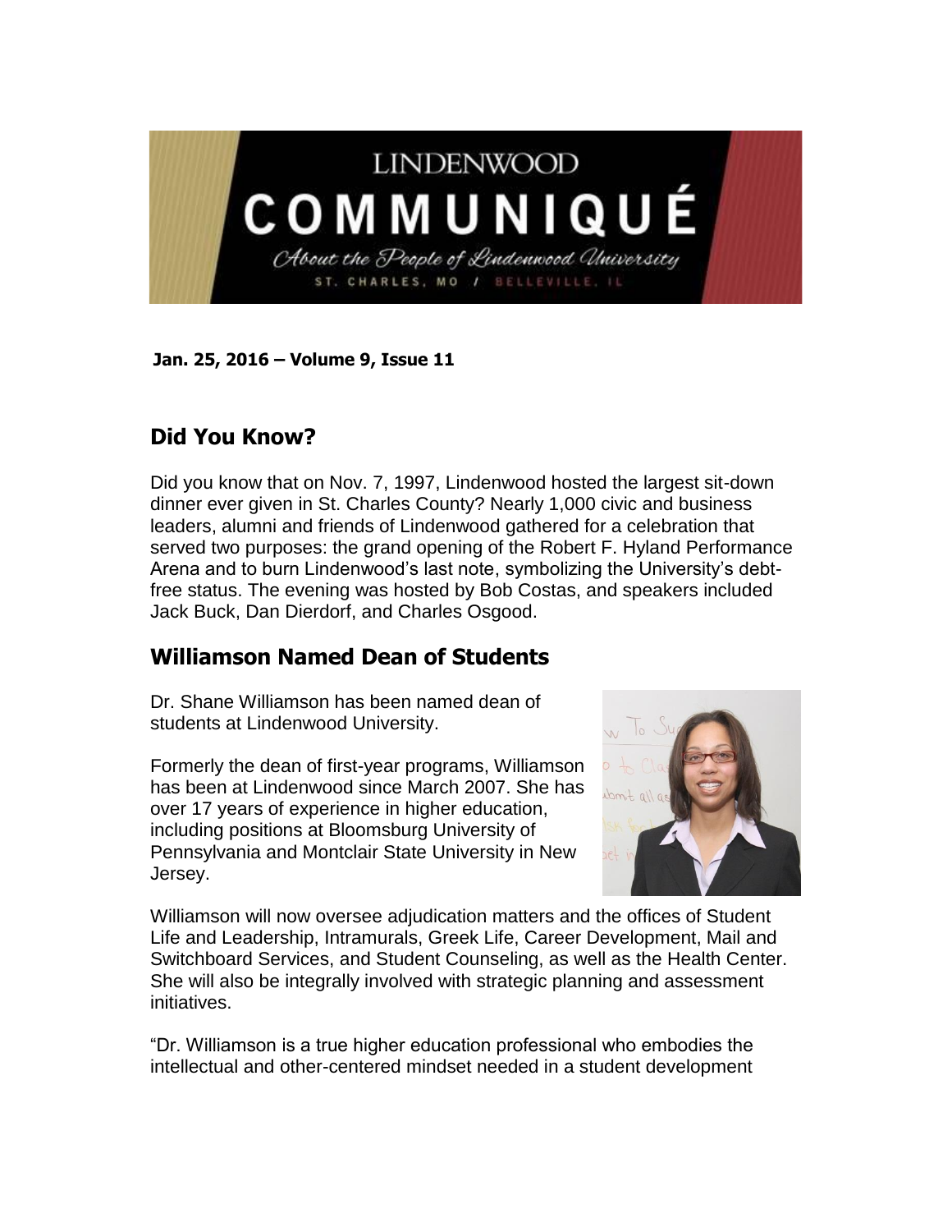# LINDENWOOD COMMUNIQUÉ

*About the People of Lindenwood University*

ST. CHARLES, MO / BELLEVILLE, IL

**Jan. 25, 2016 – Volume 9, Issue 11**

## Did You Know?

Did you know that on Nov. 7, 1997, Lindenwood hosted the largest sit-down dinner ever given in St. Charles County? Nearly 1,000 civic and business leaders, alumni and friends of Lindenwood gathered for a celebration that served two purposes: the grand opening of the Robert F. Hyland Performance Arena and to burn Lindenwood's last note, symbolizing the University's debt-free status. The evening was hosted by Bob Costas, and speakers included Jack Buck, Dan Dierdorf, and Charles Osgood.

## Williamson Named Dean of Students

Dr. Shane Williamson has been named dean of students at Lindenwood University.

Formerly the dean of first-year programs, Williamson has been at Lindenwood since March 2007. She has over 17 years of experience in higher education, including positions at Bloomsburg University of Pennsylvania and Montclair State University in New Jersey.

Williamson will now oversee adjudication matters and the offices of Student Life and Leadership, Intramurals, Greek Life, Career Development, Mail and Switchboard Services, and Student Counseling, as well as the Health Center. She will also be integrally involved with strategic planning and assessment initiatives.

"Dr. Williamson is a true higher education professional who embodies the intellectual and other-centered mindset needed in a student development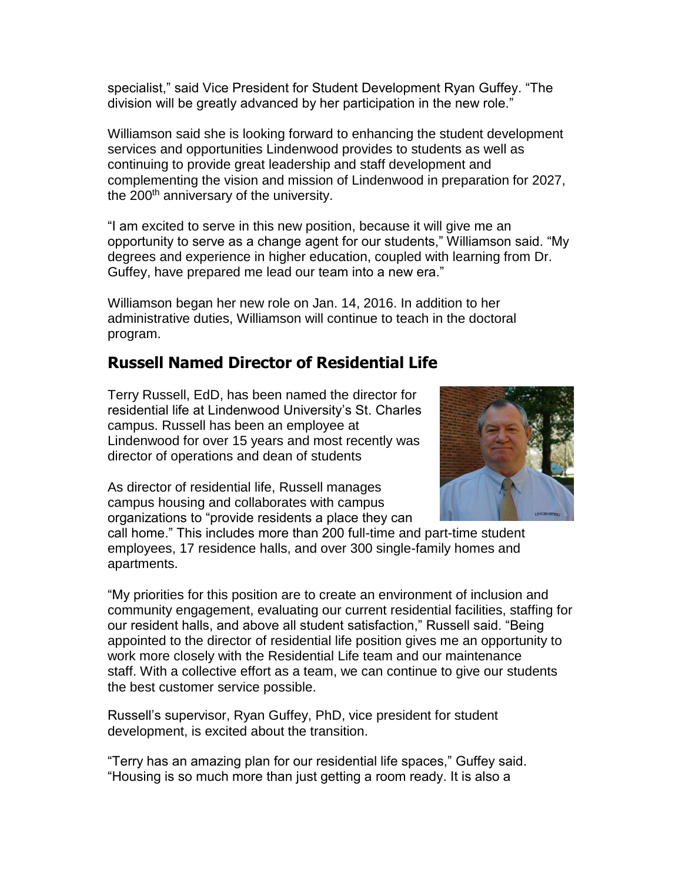specialist," said Vice President for Student Development Ryan Guffey. "The division will be greatly advanced by her participation in the new role."

Williamson said she is looking forward to enhancing the student development services and opportunities Lindenwood provides to students as well as continuing to provide great leadership and staff development and complementing the vision and mission of Lindenwood in preparation for 2027, the 200th anniversary of the university.

"I am excited to serve in this new position, because it will give me an opportunity to serve as a change agent for our students," Williamson said. "My degrees and experience in higher education, coupled with learning from Dr. Guffey, have prepared me lead our team into a new era."

Williamson began her new role on Jan. 14, 2016. In addition to her administrative duties, Williamson will continue to teach in the doctoral program.

## Russell Named Director of Residential Life

Terry Russell, EdD, has been named the director for residential life at Lindenwood University's St. Charles campus. Russell has been an employee at Lindenwood for over 15 years and most recently was director of operations and dean of students

As director of residential life, Russell manages campus housing and collaborates with campus organizations to "provide residents a place they can call home." This includes more than 200 full-time and part-time student employees, 17 residence halls, and over 300 single-family homes and apartments.

"My priorities for this position are to create an environment of inclusion and community engagement, evaluating our current residential facilities, staffing for our resident halls, and above all student satisfaction," Russell said. "Being appointed to the director of residential life position gives me an opportunity to work more closely with the Residential Life team and our maintenance staff. With a collective effort as a team, we can continue to give our students the best customer service possible.

Russell's supervisor, Ryan Guffey, PhD, vice president for student development, is excited about the transition.

"Terry has an amazing plan for our residential life spaces," Guffey said. "Housing is so much more than just getting a room ready. It is also a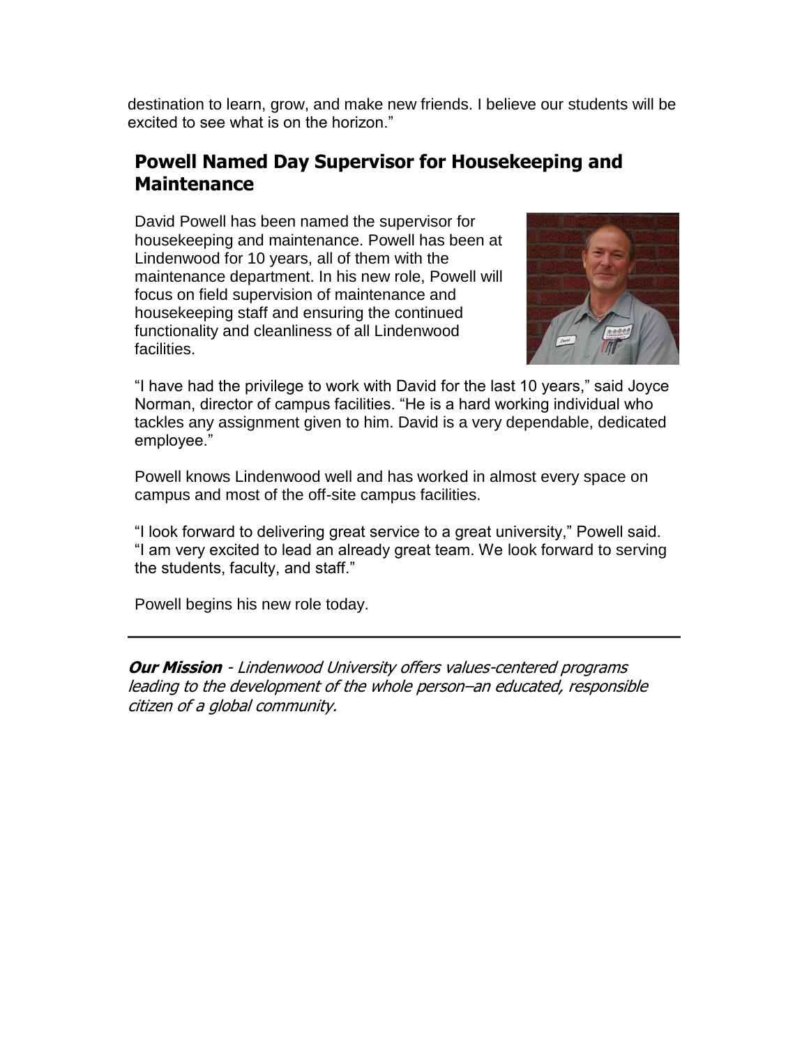destination to learn, grow, and make new friends. I believe our students will be excited to see what is on the horizon."

## Powell Named Day Supervisor for Housekeeping and Maintenance

David Powell has been named the supervisor for housekeeping and maintenance. Powell has been at Lindenwood for 10 years, all of them with the maintenance department. In his new role, Powell will focus on field supervision of maintenance and housekeeping staff and ensuring the continued functionality and cleanliness of all Lindenwood facilities.

"I have had the privilege to work with David for the last 10 years," said Joyce Norman, director of campus facilities. "He is a hard working individual who tackles any assignment given to him. David is a very dependable, dedicated employee."

Powell knows Lindenwood well and has worked in almost every space on campus and most of the off-site campus facilities.

"I look forward to delivering great service to a great university," Powell said. "I am very excited to lead an already great team. We look forward to serving the students, faculty, and staff."

Powell begins his new role today.

---

***Our Mission*** *- Lindenwood University offers values-centered programs leading to the development of the whole person–an educated, responsible citizen of a global community.*